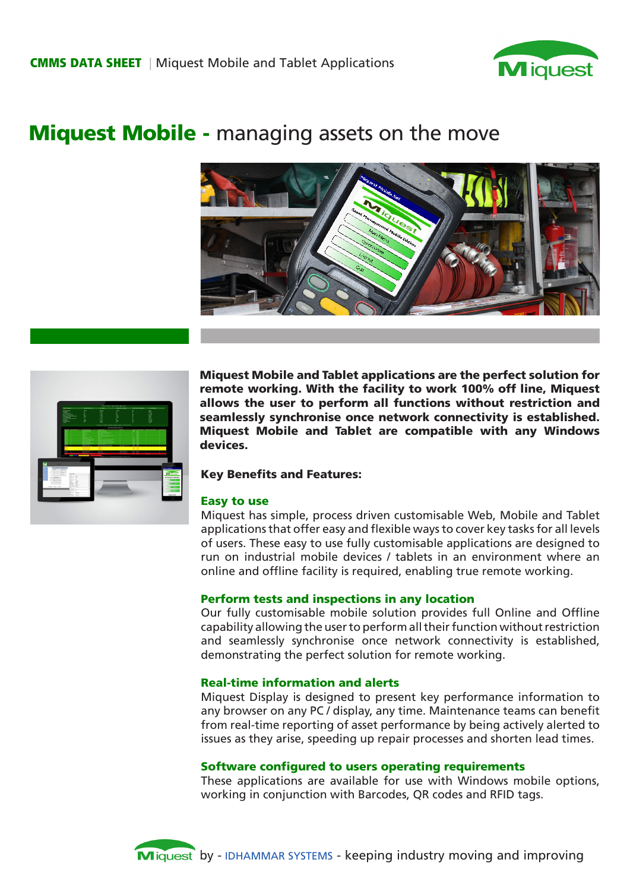**CMMS DATA SHEET** | Miquest Mobile and Tablet Applications

# **Miquest Mobile -** managing assets on the move

**Miquest Mobile and Tablet applications are the perfect solution for remote working. With the facility to work 100% off line, Miquest allows the user to perform all functions without restriction and seamlessly synchronise once network connectivity is established. Miquest Mobile and Tablet are compatible with any Windows devices.**

**Key Benefits and Features:**

### Easy to use

Miquest has simple, process driven customisable Web, Mobile and Tablet applications that offer easy and flexible ways to cover key tasks for all levels of users. These easy to use fully customisable applications are designed to run on industrial mobile devices / tablets in an environment where an online and offline facility is required, enabling true remote working.

### Perform tests and inspections in any location

Our fully customisable mobile solution provides full Online and Offline capability allowing the user to perform all their function without restriction and seamlessly synchronise once network connectivity is established, demonstrating the perfect solution for remote working.

### Real-time information and alerts

Miquest Display is designed to present key performance information to any browser on any PC / display, any time. Maintenance teams can benefit from real-time reporting of asset performance by being actively alerted to issues as they arise, speeding up repair processes and shorten lead times.

### Software configured to users operating requirements

These applications are available for use with Windows mobile options, working in conjunction with Barcodes, QR codes and RFID tags.

Miquest by - IDHAMMAR SYSTEMS - keeping industry moving and improving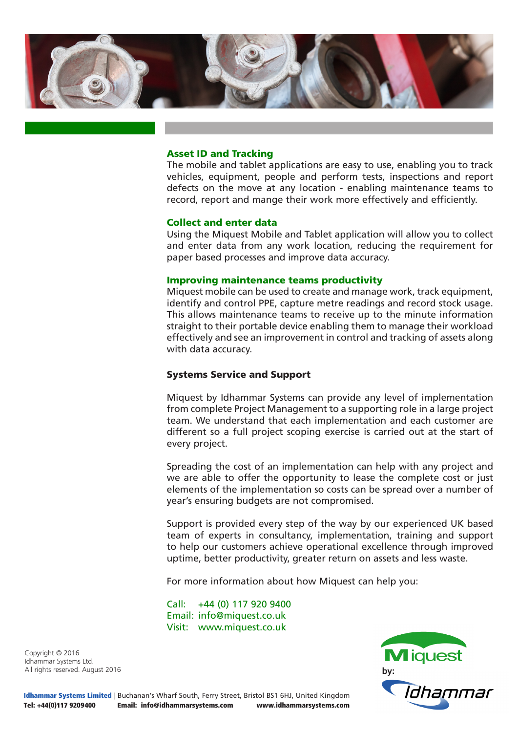### Asset ID and Tracking

The mobile and tablet applications are easy to use, enabling you to track vehicles, equipment, people and perform tests, inspections and report defects on the move at any location - enabling maintenance teams to record, report and mange their work more effectively and efficiently.

### Collect and enter data

Using the Miquest Mobile and Tablet application will allow you to collect and enter data from any work location, reducing the requirement for paper based processes and improve data accuracy.

### Improving maintenance teams productivity

Miquest mobile can be used to create and manage work, track equipment, identify and control PPE, capture metre readings and record stock usage. This allows maintenance teams to receive up to the minute information straight to their portable device enabling them to manage their workload effectively and see an improvement in control and tracking of assets along with data accuracy.

### Systems Service and Support

Miquest by Idhammar Systems can provide any level of implementation from complete Project Management to a supporting role in a large project team. We understand that each implementation and each customer are different so a full project scoping exercise is carried out at the start of every project.

Spreading the cost of an implementation can help with any project and we are able to offer the opportunity to lease the complete cost or just elements of the implementation so costs can be spread over a number of year's ensuring budgets are not compromised.

Support is provided every step of the way by our experienced UK based team of experts in consultancy, implementation, training and support to help our customers achieve operational excellence through improved uptime, better productivity, greater return on assets and less waste.

For more information about how Miquest can help you:

Call: +44 (0) 117 920 9400
Email: info@miquest.co.uk
Visit: www.miquest.co.uk

Copyright © 2016
Idhammar Systems Ltd.
All rights reserved. August 2016

Miquest by: Idhammar

**Idhammar Systems Limited** | Buchanan's Wharf South, Ferry Street, Bristol BS1 6HJ, United Kingdom
**Tel: +44(0)117 9209400** **Email: info@idhammarsystems.com** **www.idhammarsystems.com**